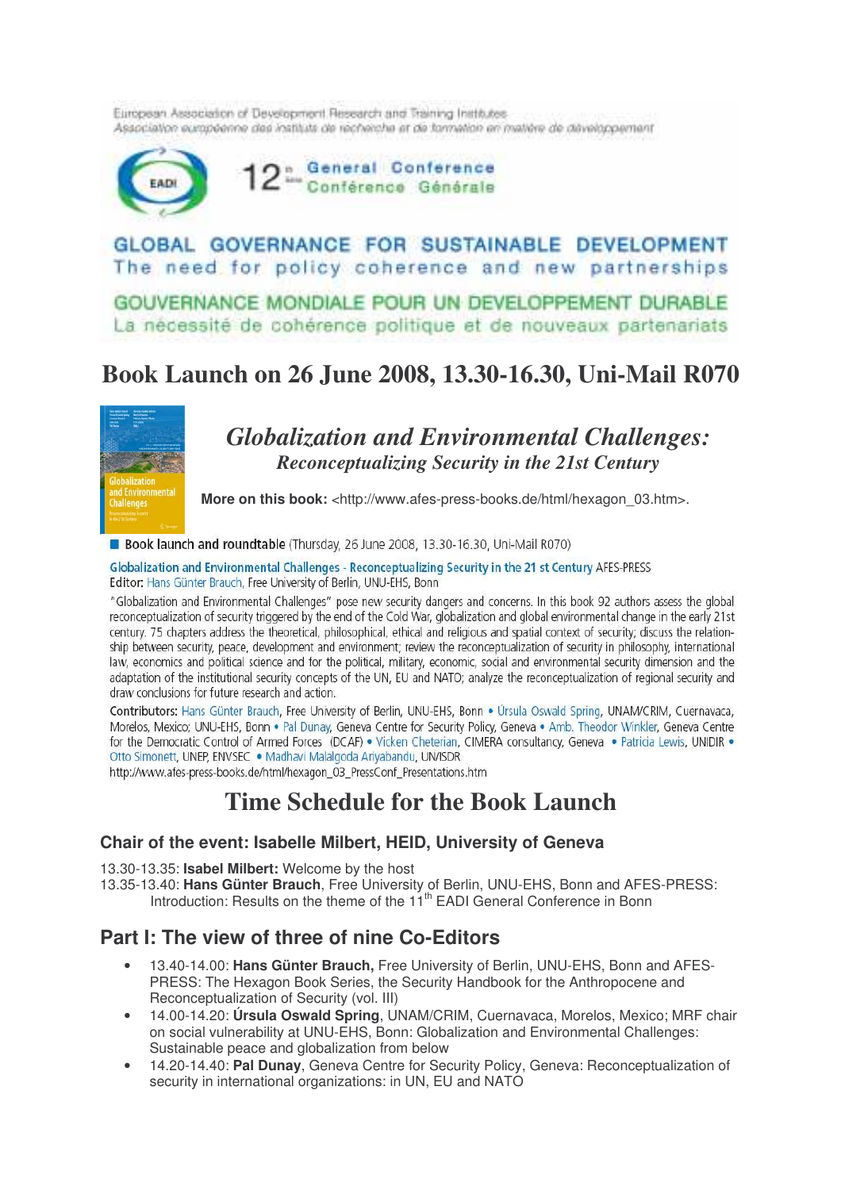European Association of Development Research and Training Institutes
Association européenne des instituts de recherche et de formation en matière de développement

EADI 12th General Conference / Conférence Générale

GLOBAL GOVERNANCE FOR SUSTAINABLE DEVELOPMENT
The need for policy coherence and new partnerships

GOUVERNANCE MONDIALE POUR UN DEVELOPPEMENT DURABLE
La nécessité de cohérence politique et de nouveaux partenariats

# Book Launch on 26 June 2008, 13.30-16.30, Uni-Mail R070

## *Globalization and Environmental Challenges:*
### *Reconceptualizing Security in the 21st Century*

**More on this book:** <http://www.afes-press-books.de/html/hexagon_03.htm>.

- **Book launch and roundtable** (Thursday, 26 June 2008, 13.30-16.30, Uni-Mail R070)

Globalization and Environmental Challenges - Reconceptualizing Security in the 21 st Century AFES-PRESS
Editor: Hans Günter Brauch, Free University of Berlin, UNU-EHS, Bonn

"Globalization and Environmental Challenges" pose new security dangers and concerns. In this book 92 authors assess the global reconceptualization of security triggered by the end of the Cold War, globalization and global environmental change in the early 21st century. 75 chapters address the theoretical, philosophical, ethical and religious and spatial context of security; discuss the relationship between security, peace, development and environment; review the reconceptualization of security in philosophy, international law, economics and political science and for the political, military, economic, social and environmental security dimension and the adaptation of the institutional security concepts of the UN, EU and NATO; analyze the reconceptualization of regional security and draw conclusions for future research and action.

Contributors: Hans Günter Brauch, Free University of Berlin, UNU-EHS, Bonn • Úrsula Oswald Spring, UNAM/CRIM, Cuernavaca, Morelos, Mexico; UNU-EHS, Bonn • Pal Dunay, Geneva Centre for Security Policy, Geneva • Amb. Theodor Winkler, Geneva Centre for the Democratic Control of Armed Forces (DCAF) • Vicken Cheterian, CIMERA consultancy, Geneva • Patricia Lewis, UNIDIR • Otto Simonett, UNEP, ENVSEC • Madhavi Malalgoda Ariyabandu, UN/ISDR
http://www.afes-press-books.de/html/hexagon_03_PressConf_Presentations.htm

# Time Schedule for the Book Launch

### Chair of the event: Isabelle Milbert, HEID, University of Geneva

13.30-13.35: **Isabel Milbert:** Welcome by the host
13.35-13.40: **Hans Günter Brauch**, Free University of Berlin, UNU-EHS, Bonn and AFES-PRESS: Introduction: Results on the theme of the 11th EADI General Conference in Bonn

## Part I: The view of three of nine Co-Editors

- 13.40-14.00: **Hans Günter Brauch,** Free University of Berlin, UNU-EHS, Bonn and AFES-PRESS: The Hexagon Book Series, the Security Handbook for the Anthropocene and Reconceptualization of Security (vol. III)
- 14.00-14.20: **Úrsula Oswald Spring**, UNAM/CRIM, Cuernavaca, Morelos, Mexico; MRF chair on social vulnerability at UNU-EHS, Bonn: Globalization and Environmental Challenges: Sustainable peace and globalization from below
- 14.20-14.40: **Pal Dunay**, Geneva Centre for Security Policy, Geneva: Reconceptualization of security in international organizations: in UN, EU and NATO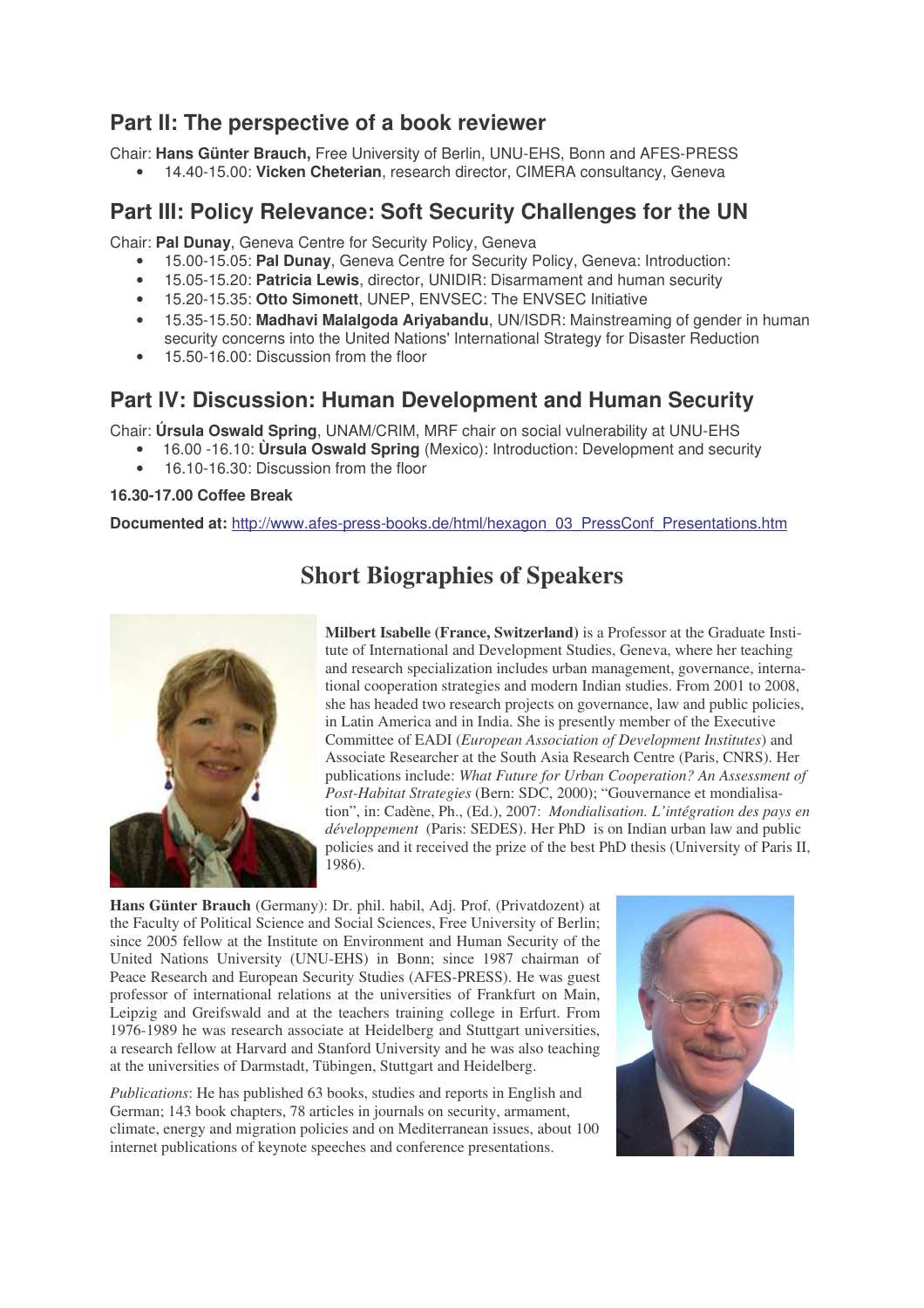## Part II: The perspective of a book reviewer

Chair: **Hans Günter Brauch,** Free University of Berlin, UNU-EHS, Bonn and AFES-PRESS

- 14.40-15.00: **Vicken Cheterian**, research director, CIMERA consultancy, Geneva

## Part III: Policy Relevance: Soft Security Challenges for the UN

Chair: **Pal Dunay**, Geneva Centre for Security Policy, Geneva

- 15.00-15.05: **Pal Dunay**, Geneva Centre for Security Policy, Geneva: Introduction:
- 15.05-15.20: **Patricia Lewis**, director, UNIDIR: Disarmament and human security
- 15.20-15.35: **Otto Simonett**, UNEP, ENVSEC: The ENVSEC Initiative
- 15.35-15.50: **Madhavi Malalgoda Ariyabandu**, UN/ISDR: Mainstreaming of gender in human security concerns into the United Nations' International Strategy for Disaster Reduction
- 15.50-16.00: Discussion from the floor

## Part IV: Discussion: Human Development and Human Security

Chair: **Úrsula Oswald Spring**, UNAM/CRIM, MRF chair on social vulnerability at UNU-EHS

- 16.00 -16.10: **Ùrsula Oswald Spring** (Mexico): Introduction: Development and security
- 16.10-16.30: Discussion from the floor

**16.30-17.00 Coffee Break**

**Documented at:** http://www.afes-press-books.de/html/hexagon_03_PressConf_Presentations.htm

# Short Biographies of Speakers

**Milbert Isabelle (France, Switzerland)** is a Professor at the Graduate Institute of International and Development Studies, Geneva, where her teaching and research specialization includes urban management, governance, international cooperation strategies and modern Indian studies. From 2001 to 2008, she has headed two research projects on governance, law and public policies, in Latin America and in India. She is presently member of the Executive Committee of EADI (*European Association of Development Institutes*) and Associate Researcher at the South Asia Research Centre (Paris, CNRS). Her publications include: *What Future for Urban Cooperation? An Assessment of Post-Habitat Strategies* (Bern: SDC, 2000); "Gouvernance et mondialisation", in: Cadène, Ph., (Ed.), 2007: *Mondialisation. L'intégration des pays en développement* (Paris: SEDES). Her PhD is on Indian urban law and public policies and it received the prize of the best PhD thesis (University of Paris II, 1986).

**Hans Günter Brauch** (Germany): Dr. phil. habil, Adj. Prof. (Privatdozent) at the Faculty of Political Science and Social Sciences, Free University of Berlin; since 2005 fellow at the Institute on Environment and Human Security of the United Nations University (UNU-EHS) in Bonn; since 1987 chairman of Peace Research and European Security Studies (AFES-PRESS). He was guest professor of international relations at the universities of Frankfurt on Main, Leipzig and Greifswald and at the teachers training college in Erfurt. From 1976-1989 he was research associate at Heidelberg and Stuttgart universities, a research fellow at Harvard and Stanford University and he was also teaching at the universities of Darmstadt, Tübingen, Stuttgart and Heidelberg.

*Publications*: He has published 63 books, studies and reports in English and German; 143 book chapters, 78 articles in journals on security, armament, climate, energy and migration policies and on Mediterranean issues, about 100 internet publications of keynote speeches and conference presentations.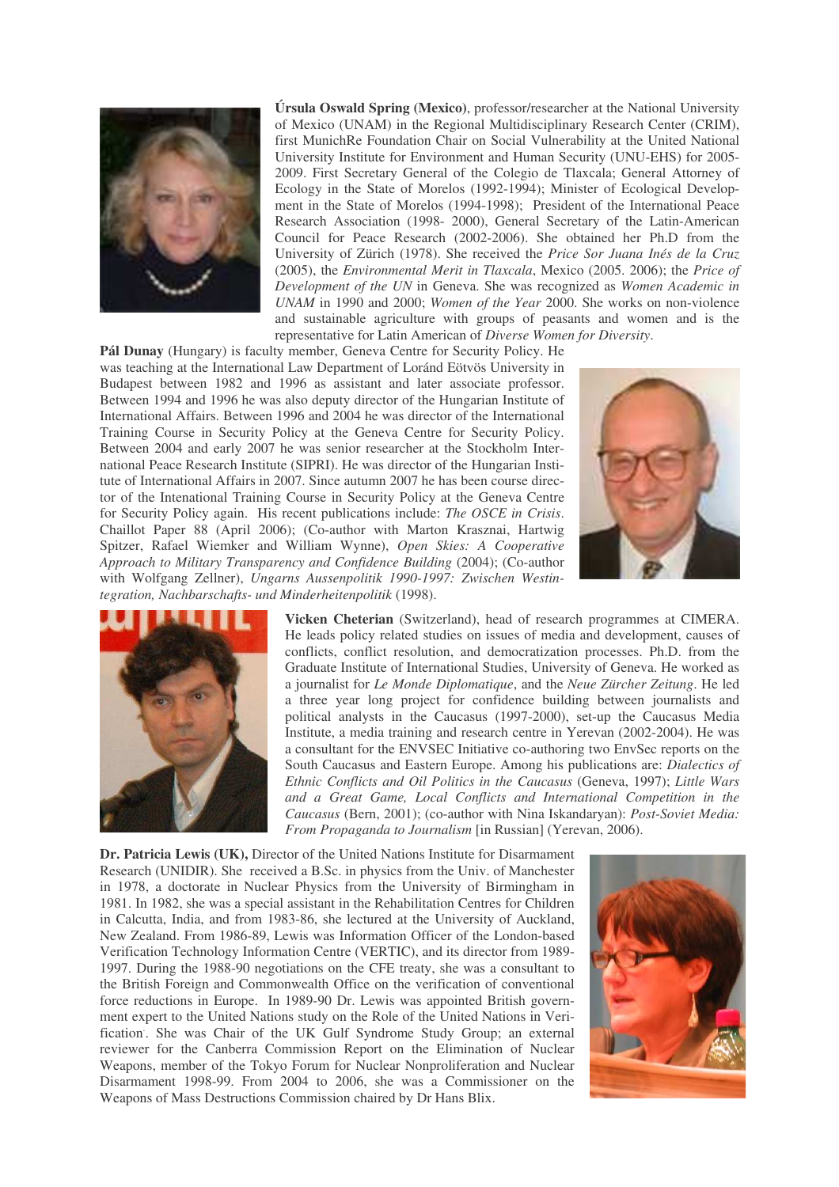**Úrsula Oswald Spring (Mexico)**, professor/researcher at the National University of Mexico (UNAM) in the Regional Multidisciplinary Research Center (CRIM), first MunichRe Foundation Chair on Social Vulnerability at the United National University Institute for Environment and Human Security (UNU-EHS) for 2005-2009. First Secretary General of the Colegio de Tlaxcala; General Attorney of Ecology in the State of Morelos (1992-1994); Minister of Ecological Development in the State of Morelos (1994-1998); President of the International Peace Research Association (1998- 2000), General Secretary of the Latin-American Council for Peace Research (2002-2006). She obtained her Ph.D from the University of Zürich (1978). She received the *Price Sor Juana Inés de la Cruz* (2005), the *Environmental Merit in Tlaxcala*, Mexico (2005. 2006); the *Price of Development of the UN* in Geneva. She was recognized as *Women Academic in UNAM* in 1990 and 2000; *Women of the Year* 2000. She works on non-violence and sustainable agriculture with groups of peasants and women and is the representative for Latin American of *Diverse Women for Diversity*.

**Pál Dunay** (Hungary) is faculty member, Geneva Centre for Security Policy. He was teaching at the International Law Department of Loránd Eötvös University in Budapest between 1982 and 1996 as assistant and later associate professor. Between 1994 and 1996 he was also deputy director of the Hungarian Institute of International Affairs. Between 1996 and 2004 he was director of the International Training Course in Security Policy at the Geneva Centre for Security Policy. Between 2004 and early 2007 he was senior researcher at the Stockholm International Peace Research Institute (SIPRI). He was director of the Hungarian Institute of International Affairs in 2007. Since autumn 2007 he has been course director of the Intenational Training Course in Security Policy at the Geneva Centre for Security Policy again. His recent publications include: *The OSCE in Crisis*. Chaillot Paper 88 (April 2006); (Co-author with Marton Krasznai, Hartwig Spitzer, Rafael Wiemker and William Wynne), *Open Skies: A Cooperative Approach to Military Transparency and Confidence Building* (2004); (Co-author with Wolfgang Zellner), *Ungarns Aussenpolitik 1990-1997: Zwischen Westintegration, Nachbarschafts- und Minderheitenpolitik* (1998).

**Vicken Cheterian** (Switzerland), head of research programmes at CIMERA. He leads policy related studies on issues of media and development, causes of conflicts, conflict resolution, and democratization processes. Ph.D. from the Graduate Institute of International Studies, University of Geneva. He worked as a journalist for *Le Monde Diplomatique*, and the *Neue Zürcher Zeitung*. He led a three year long project for confidence building between journalists and political analysts in the Caucasus (1997-2000), set-up the Caucasus Media Institute, a media training and research centre in Yerevan (2002-2004). He was a consultant for the ENVSEC Initiative co-authoring two EnvSec reports on the South Caucasus and Eastern Europe. Among his publications are: *Dialectics of Ethnic Conflicts and Oil Politics in the Caucasus* (Geneva, 1997); *Little Wars and a Great Game, Local Conflicts and International Competition in the Caucasus* (Bern, 2001); (co-author with Nina Iskandaryan): *Post-Soviet Media: From Propaganda to Journalism* [in Russian] (Yerevan, 2006).

**Dr. Patricia Lewis (UK),** Director of the United Nations Institute for Disarmament Research (UNIDIR). She received a B.Sc. in physics from the Univ. of Manchester in 1978, a doctorate in Nuclear Physics from the University of Birmingham in 1981. In 1982, she was a special assistant in the Rehabilitation Centres for Children in Calcutta, India, and from 1983-86, she lectured at the University of Auckland, New Zealand. From 1986-89, Lewis was Information Officer of the London-based Verification Technology Information Centre (VERTIC), and its director from 1989-1997. During the 1988-90 negotiations on the CFE treaty, she was a consultant to the British Foreign and Commonwealth Office on the verification of conventional force reductions in Europe. In 1989-90 Dr. Lewis was appointed British government expert to the United Nations study on the Role of the United Nations in Verification. She was Chair of the UK Gulf Syndrome Study Group; an external reviewer for the Canberra Commission Report on the Elimination of Nuclear Weapons, member of the Tokyo Forum for Nuclear Nonproliferation and Nuclear Disarmament 1998-99. From 2004 to 2006, she was a Commissioner on the Weapons of Mass Destructions Commission chaired by Dr Hans Blix.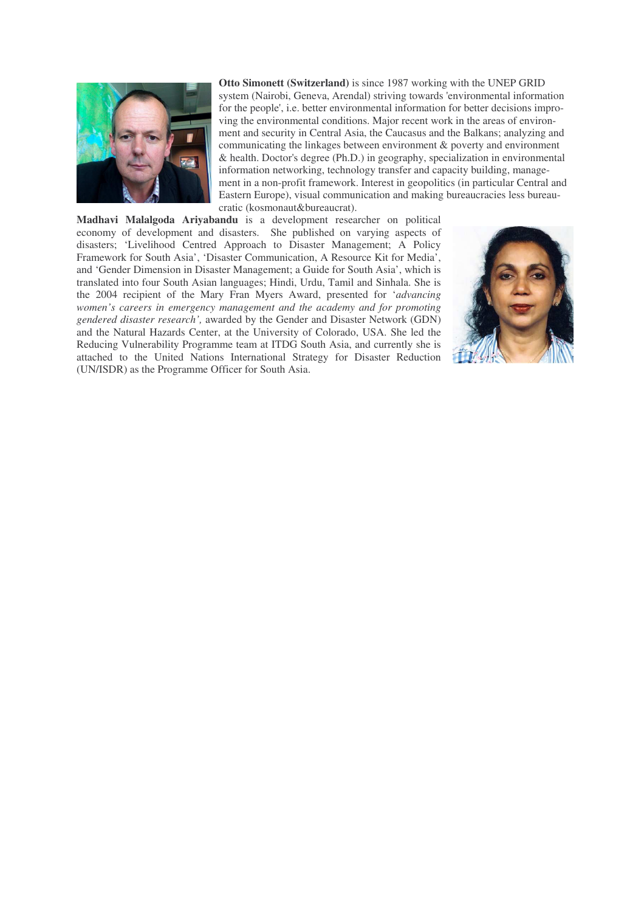**Otto Simonett (Switzerland)** is since 1987 working with the UNEP GRID system (Nairobi, Geneva, Arendal) striving towards 'environmental information for the people', i.e. better environmental information for better decisions improving the environmental conditions. Major recent work in the areas of environment and security in Central Asia, the Caucasus and the Balkans; analyzing and communicating the linkages between environment & poverty and environment & health. Doctor's degree (Ph.D.) in geography, specialization in environmental information networking, technology transfer and capacity building, management in a non-profit framework. Interest in geopolitics (in particular Central and Eastern Europe), visual communication and making bureaucracies less bureaucratic (kosmonaut&bureaucrat).

**Madhavi Malalgoda Ariyabandu** is a development researcher on political economy of development and disasters. She published on varying aspects of disasters; 'Livelihood Centred Approach to Disaster Management; A Policy Framework for South Asia', 'Disaster Communication, A Resource Kit for Media', and 'Gender Dimension in Disaster Management; a Guide for South Asia', which is translated into four South Asian languages; Hindi, Urdu, Tamil and Sinhala. She is the 2004 recipient of the Mary Fran Myers Award, presented for '*advancing women's careers in emergency management and the academy and for promoting gendered disaster research',* awarded by the Gender and Disaster Network (GDN) and the Natural Hazards Center, at the University of Colorado, USA. She led the Reducing Vulnerability Programme team at ITDG South Asia, and currently she is attached to the United Nations International Strategy for Disaster Reduction (UN/ISDR) as the Programme Officer for South Asia.